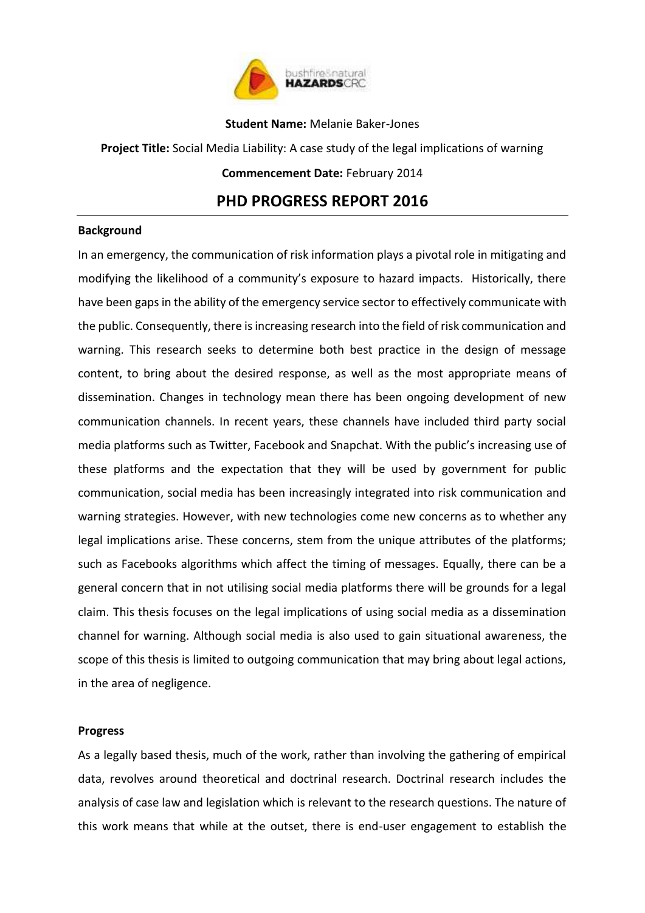**Student Name:** Melanie Baker-Jones

**Project Title:** Social Media Liability: A case study of the legal implications of warning

**Commencement Date:** February 2014

# PHD PROGRESS REPORT 2016

**Background**

In an emergency, the communication of risk information plays a pivotal role in mitigating and modifying the likelihood of a community's exposure to hazard impacts. Historically, there have been gaps in the ability of the emergency service sector to effectively communicate with the public. Consequently, there is increasing research into the field of risk communication and warning. This research seeks to determine both best practice in the design of message content, to bring about the desired response, as well as the most appropriate means of dissemination. Changes in technology mean there has been ongoing development of new communication channels. In recent years, these channels have included third party social media platforms such as Twitter, Facebook and Snapchat. With the public's increasing use of these platforms and the expectation that they will be used by government for public communication, social media has been increasingly integrated into risk communication and warning strategies. However, with new technologies come new concerns as to whether any legal implications arise. These concerns, stem from the unique attributes of the platforms; such as Facebooks algorithms which affect the timing of messages. Equally, there can be a general concern that in not utilising social media platforms there will be grounds for a legal claim. This thesis focuses on the legal implications of using social media as a dissemination channel for warning. Although social media is also used to gain situational awareness, the scope of this thesis is limited to outgoing communication that may bring about legal actions, in the area of negligence.

**Progress**

As a legally based thesis, much of the work, rather than involving the gathering of empirical data, revolves around theoretical and doctrinal research. Doctrinal research includes the analysis of case law and legislation which is relevant to the research questions. The nature of this work means that while at the outset, there is end-user engagement to establish the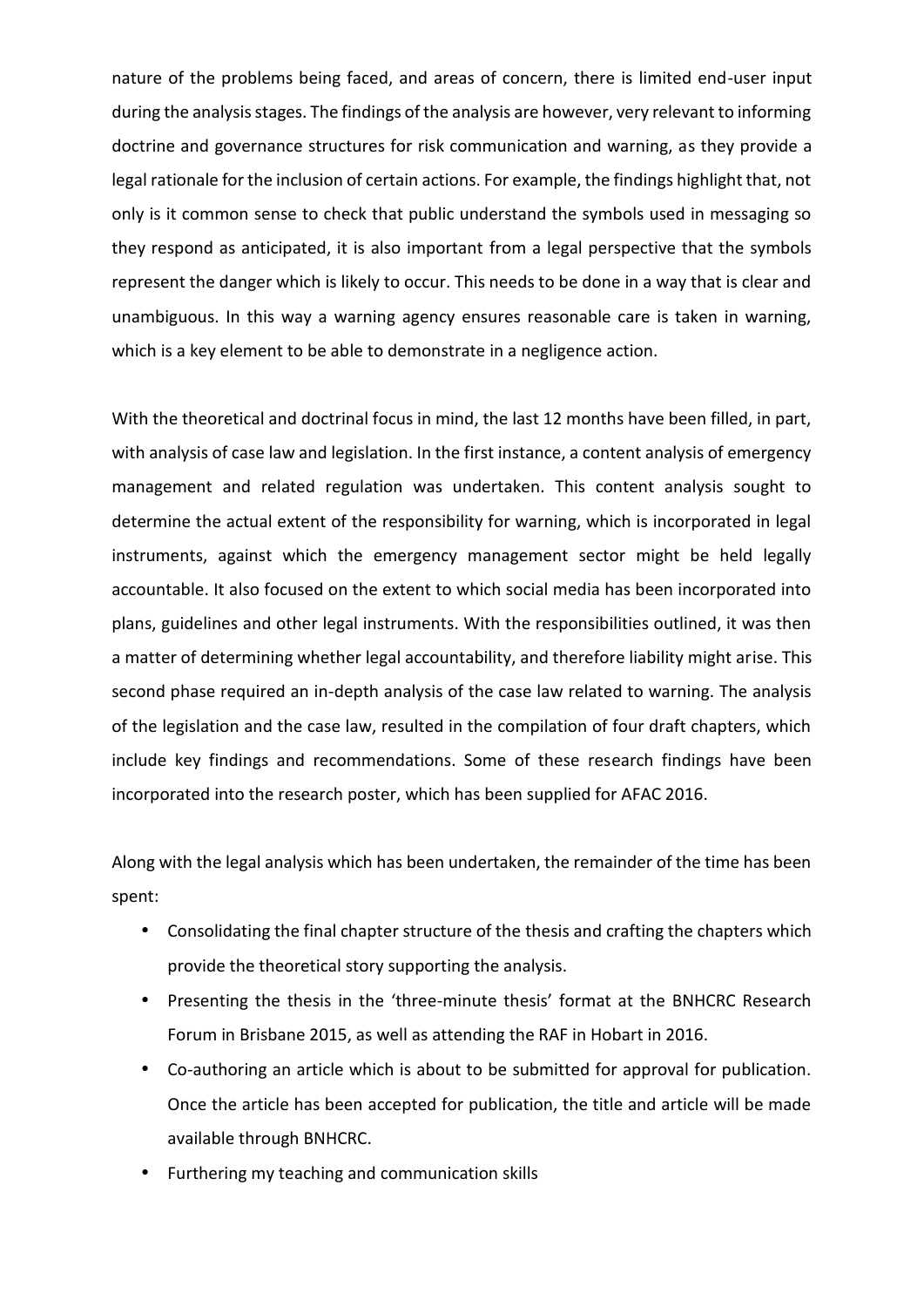nature of the problems being faced, and areas of concern, there is limited end-user input during the analysis stages. The findings of the analysis are however, very relevant to informing doctrine and governance structures for risk communication and warning, as they provide a legal rationale for the inclusion of certain actions. For example, the findings highlight that, not only is it common sense to check that public understand the symbols used in messaging so they respond as anticipated, it is also important from a legal perspective that the symbols represent the danger which is likely to occur. This needs to be done in a way that is clear and unambiguous. In this way a warning agency ensures reasonable care is taken in warning, which is a key element to be able to demonstrate in a negligence action.

With the theoretical and doctrinal focus in mind, the last 12 months have been filled, in part, with analysis of case law and legislation. In the first instance, a content analysis of emergency management and related regulation was undertaken. This content analysis sought to determine the actual extent of the responsibility for warning, which is incorporated in legal instruments, against which the emergency management sector might be held legally accountable. It also focused on the extent to which social media has been incorporated into plans, guidelines and other legal instruments. With the responsibilities outlined, it was then a matter of determining whether legal accountability, and therefore liability might arise. This second phase required an in-depth analysis of the case law related to warning. The analysis of the legislation and the case law, resulted in the compilation of four draft chapters, which include key findings and recommendations. Some of these research findings have been incorporated into the research poster, which has been supplied for AFAC 2016.

Along with the legal analysis which has been undertaken, the remainder of the time has been spent:

- Consolidating the final chapter structure of the thesis and crafting the chapters which provide the theoretical story supporting the analysis.
- Presenting the thesis in the 'three-minute thesis' format at the BNHCRC Research Forum in Brisbane 2015, as well as attending the RAF in Hobart in 2016.
- Co-authoring an article which is about to be submitted for approval for publication. Once the article has been accepted for publication, the title and article will be made available through BNHCRC.
- Furthering my teaching and communication skills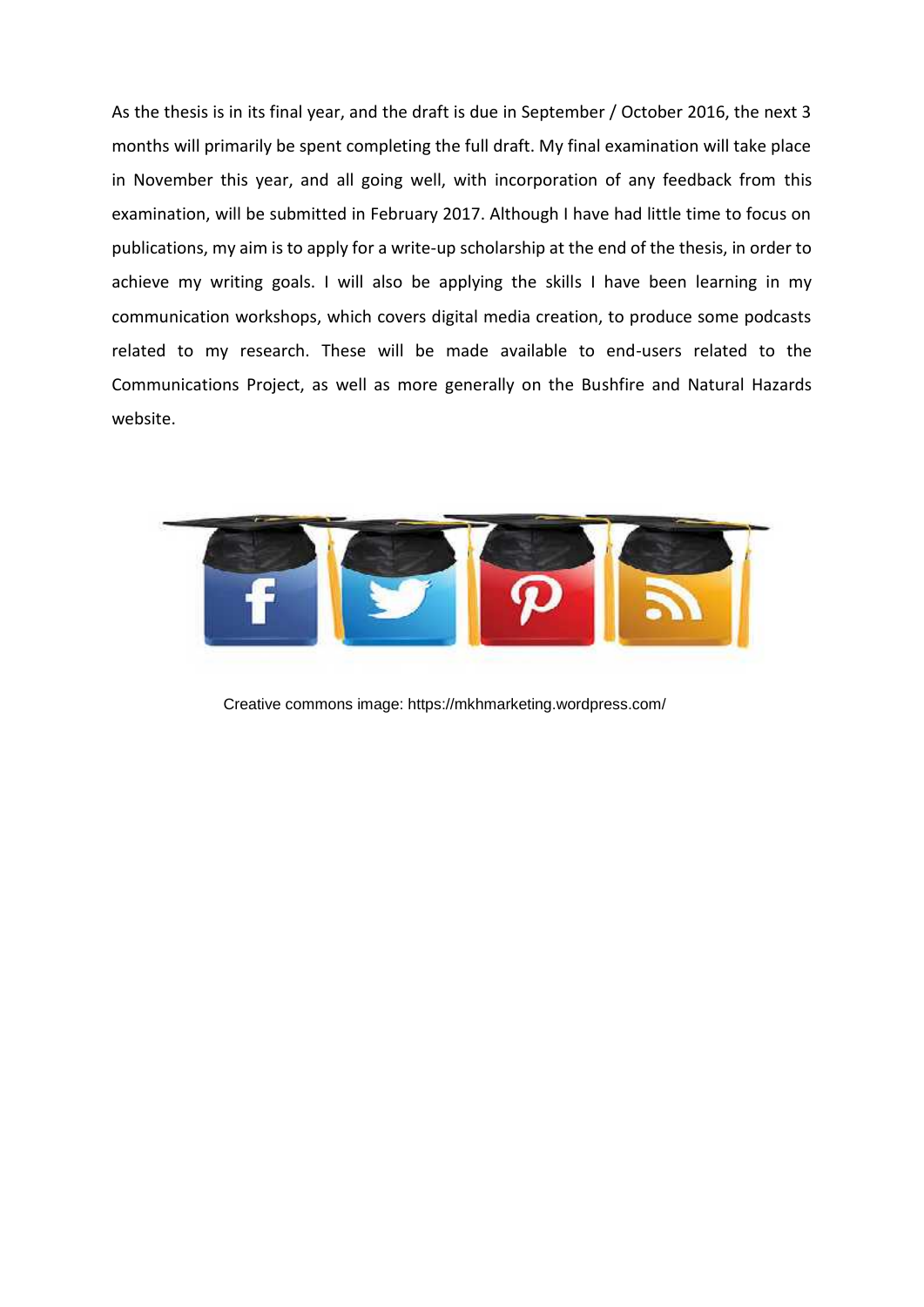As the thesis is in its final year, and the draft is due in September / October 2016, the next 3 months will primarily be spent completing the full draft. My final examination will take place in November this year, and all going well, with incorporation of any feedback from this examination, will be submitted in February 2017. Although I have had little time to focus on publications, my aim is to apply for a write-up scholarship at the end of the thesis, in order to achieve my writing goals. I will also be applying the skills I have been learning in my communication workshops, which covers digital media creation, to produce some podcasts related to my research. These will be made available to end-users related to the Communications Project, as well as more generally on the Bushfire and Natural Hazards website.

Creative commons image: https://mkhmarketing.wordpress.com/